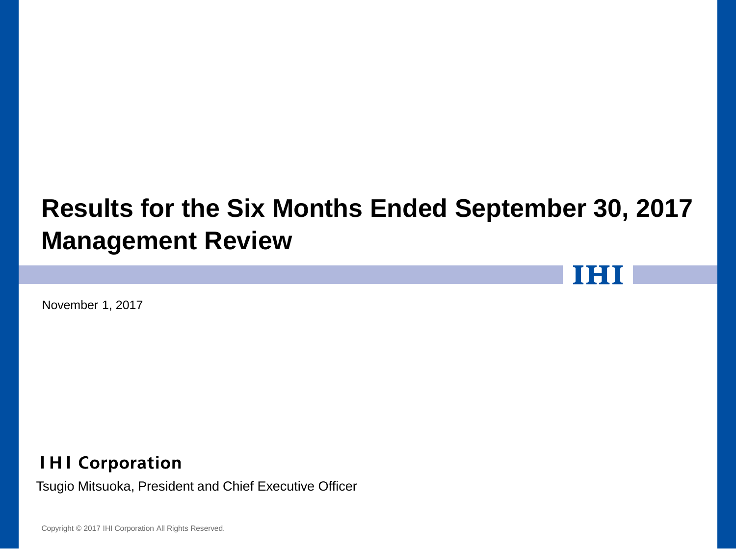# Results for the Six Months Ended September 30, 2017
# Management Review

IHI

November 1, 2017

**IHI Corporation**

Tsugio Mitsuoka, President and Chief Executive Officer

Copyright © 2017 IHI Corporation All Rights Reserved.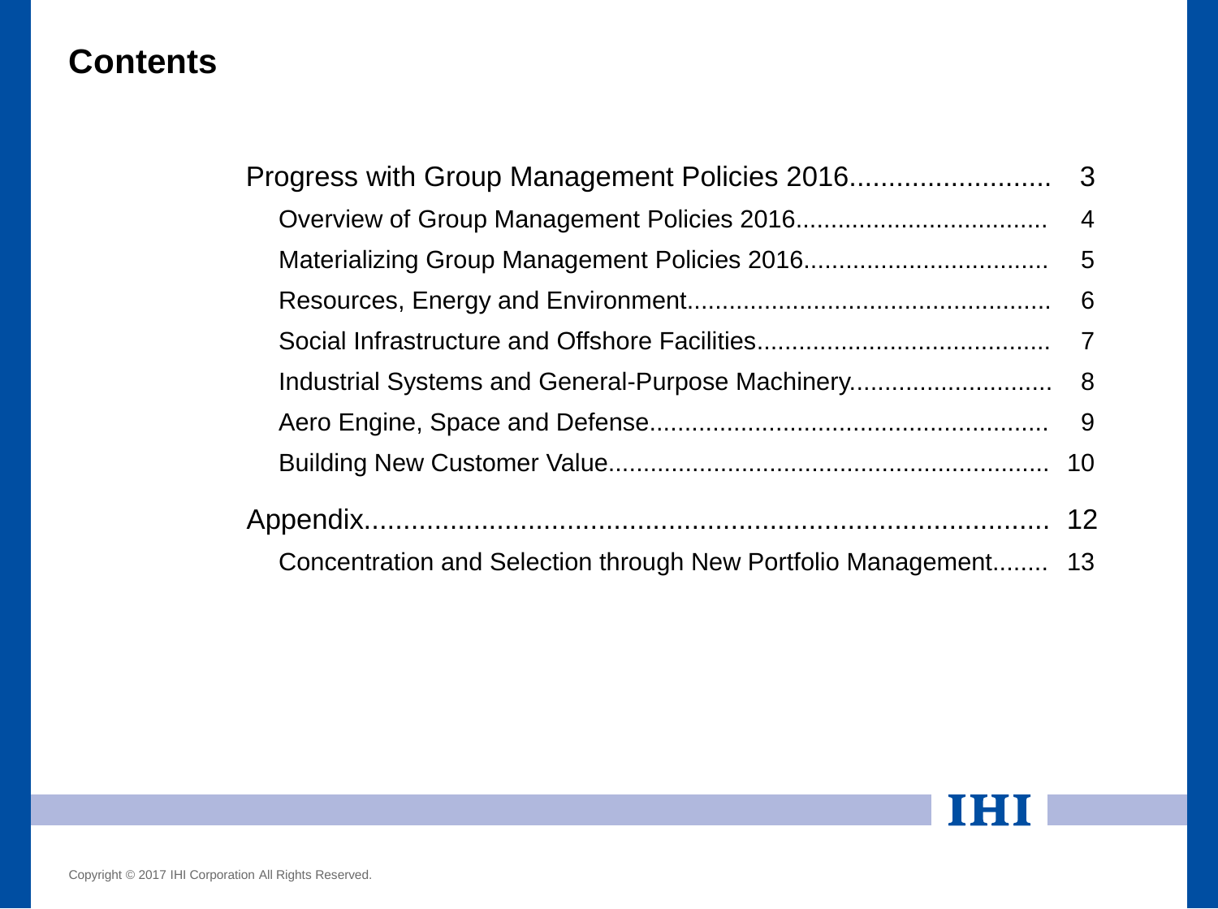# Contents

- Progress with Group Management Policies 2016.......................... 3
  - Overview of Group Management Policies 2016................................... 4
  - Materializing Group Management Policies 2016.................................. 5
  - Resources, Energy and Environment................................................... 6
  - Social Infrastructure and Offshore Facilities......................................... 7
  - Industrial Systems and General-Purpose Machinery............................ 8
  - Aero Engine, Space and Defense........................................................ 9
  - Building New Customer Value............................................................. 10
- Appendix........................................................................................ 12
  - Concentration and Selection through New Portfolio Management........ 13

Copyright © 2017 IHI Corporation All Rights Reserved.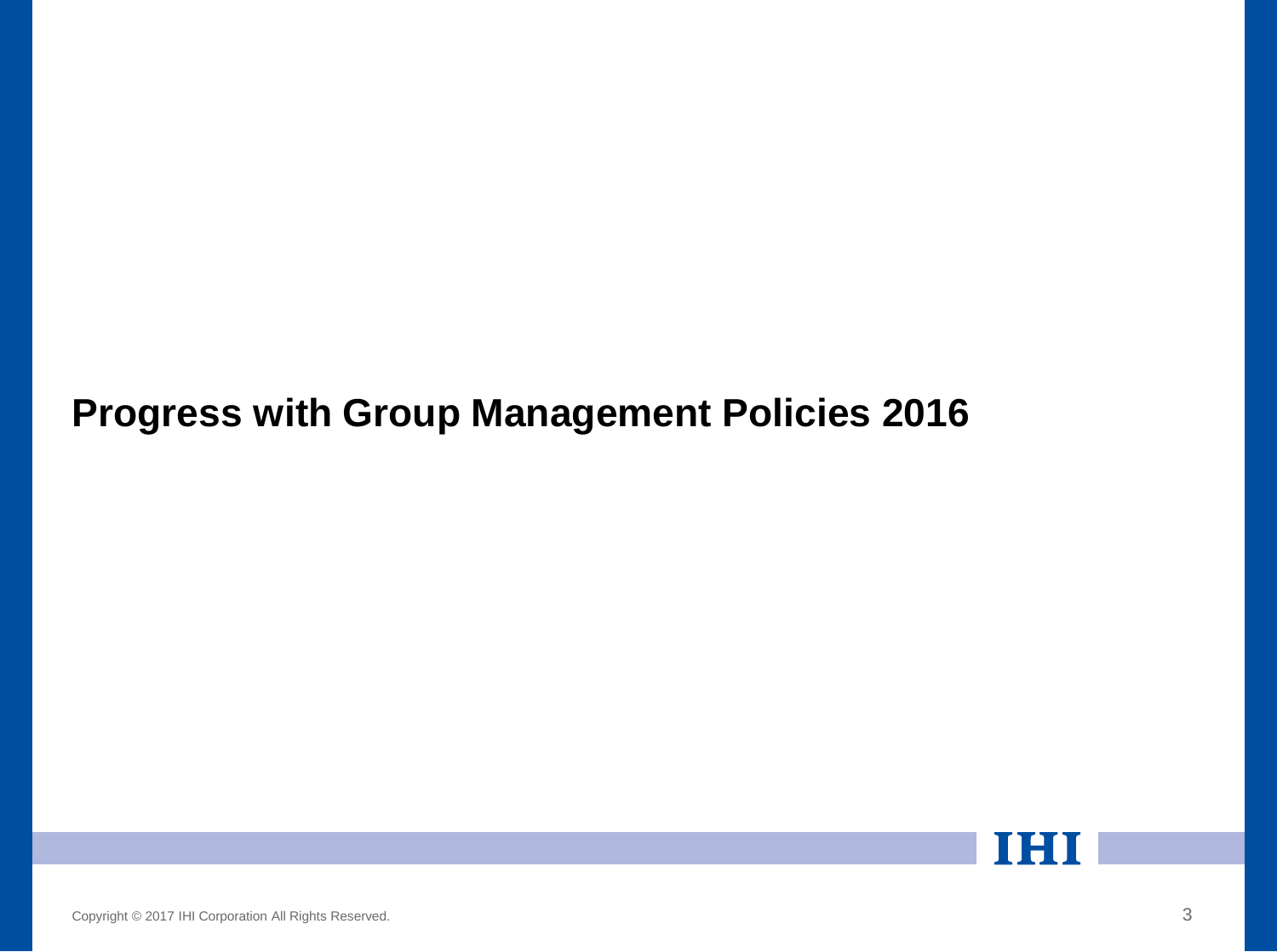# Progress with Group Management Policies 2016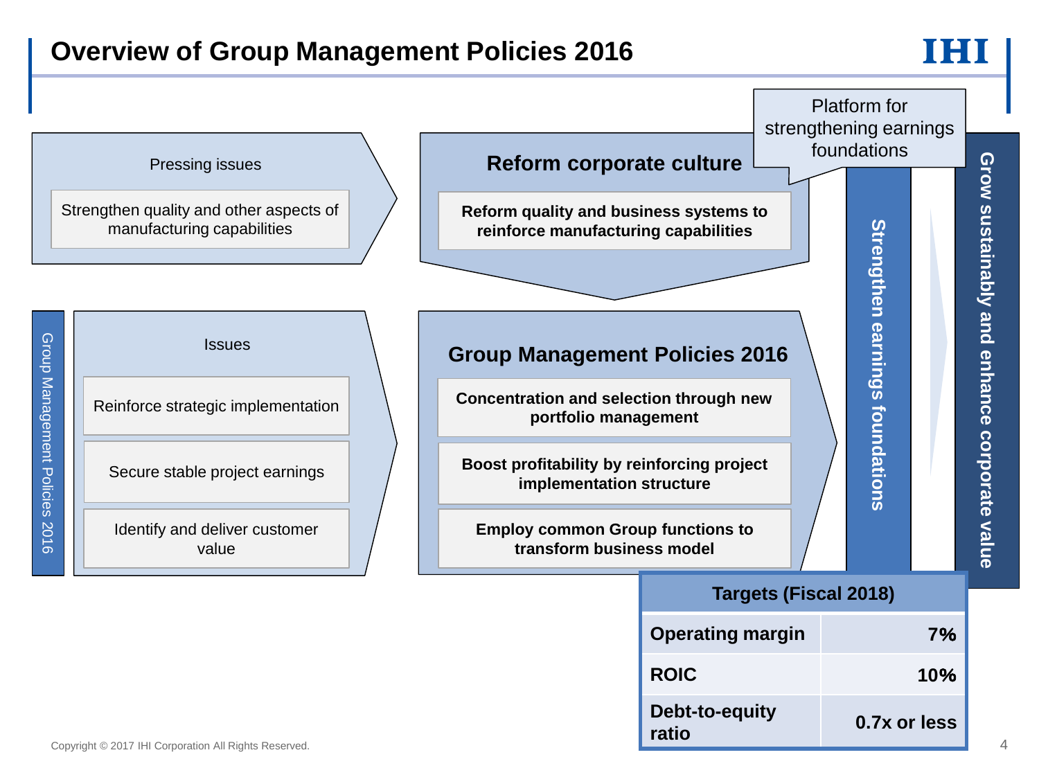# Overview of Group Management Policies 2016

**Pressing issues**

- Strengthen quality and other aspects of manufacturing capabilities

**Reform corporate culture**

- **Reform quality and business systems to reinforce manufacturing capabilities**

Platform for strengthening earnings foundations

**Group Management Policies 2016**

**Issues**

- Reinforce strategic implementation
- Secure stable project earnings
- Identify and deliver customer value

**Group Management Policies 2016**

- **Concentration and selection through new portfolio management**
- **Boost profitability by reinforcing project implementation structure**
- **Employ common Group functions to transform business model**

**Strengthen earnings foundations**

**Grow sustainably and enhance corporate value**

| Targets (Fiscal 2018) | |
|---|---|
| **Operating margin** | **7%** |
| **ROIC** | **10%** |
| **Debt-to-equity ratio** | **0.7x or less** |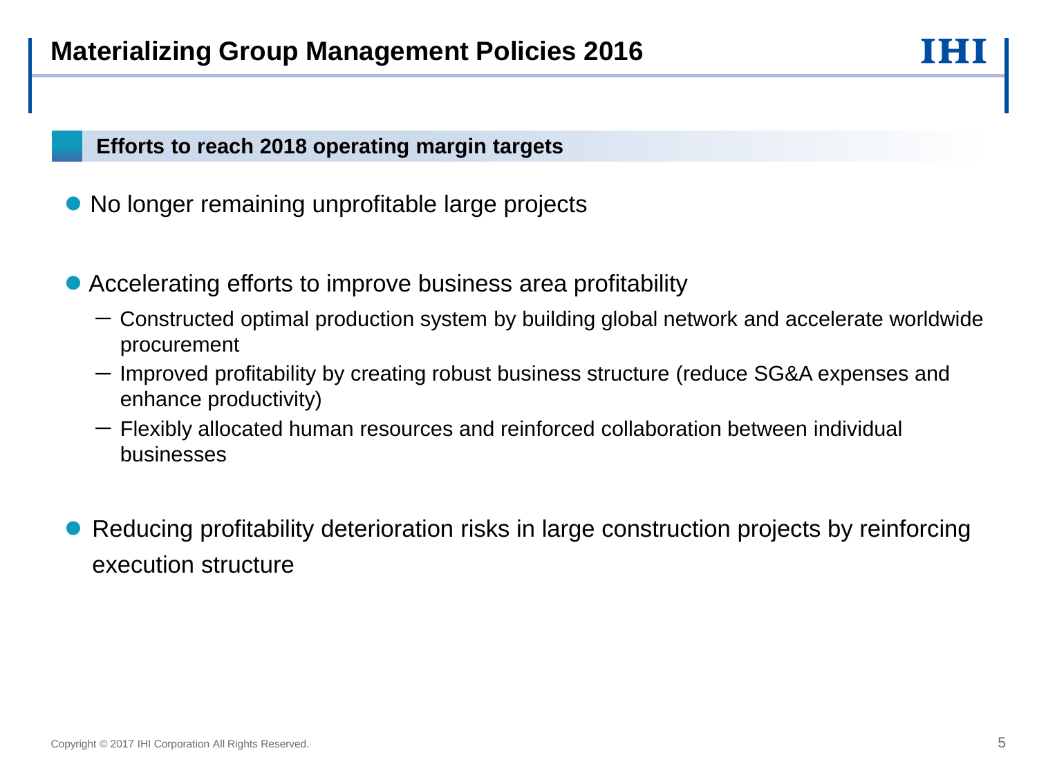# Materializing Group Management Policies 2016

## Efforts to reach 2018 operating margin targets

- No longer remaining unprofitable large projects

- Accelerating efforts to improve business area profitability
  - Constructed optimal production system by building global network and accelerate worldwide procurement
  - Improved profitability by creating robust business structure (reduce SG&A expenses and enhance productivity)
  - Flexibly allocated human resources and reinforced collaboration between individual businesses

- Reducing profitability deterioration risks in large construction projects by reinforcing execution structure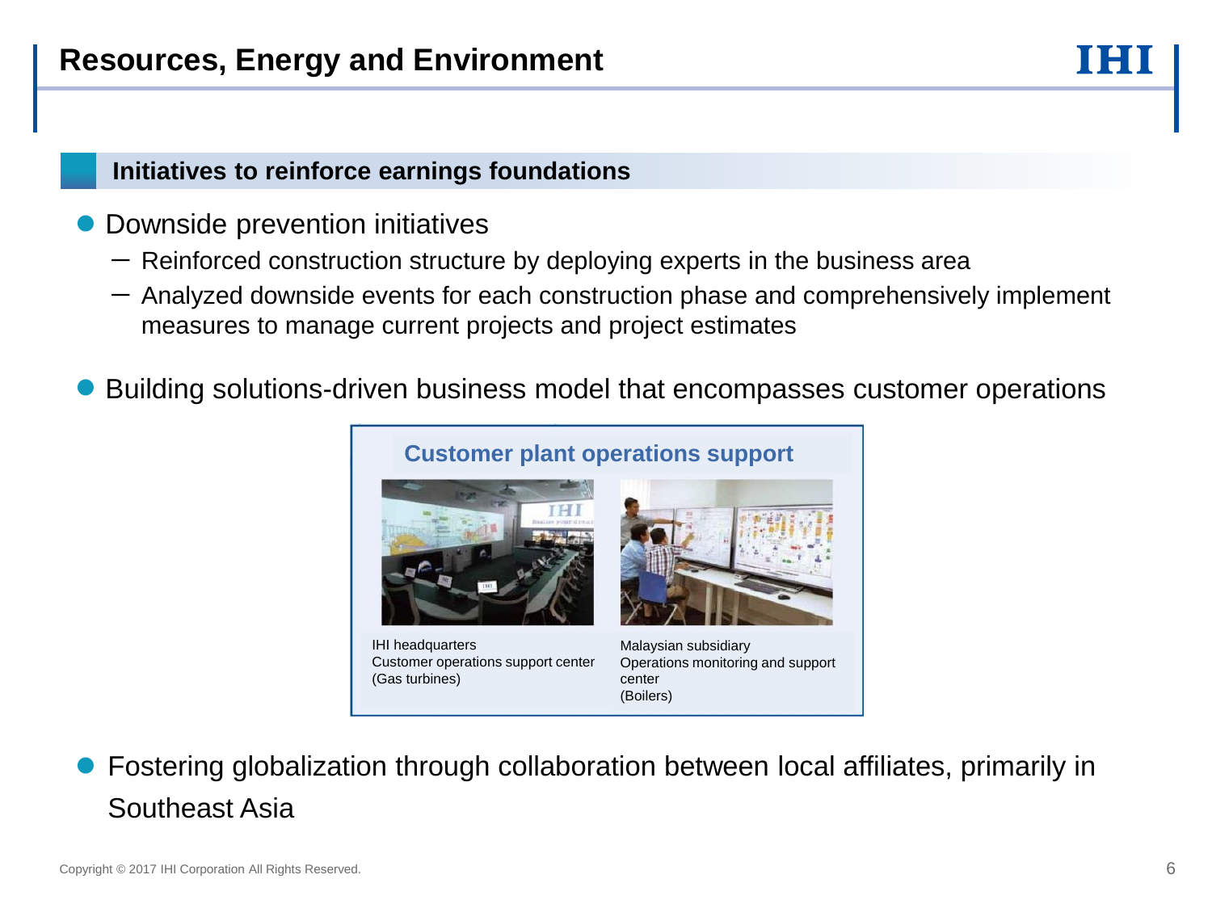# Resources, Energy and Environment

## Initiatives to reinforce earnings foundations

- Downside prevention initiatives
  - Reinforced construction structure by deploying experts in the business area
  - Analyzed downside events for each construction phase and comprehensively implement measures to manage current projects and project estimates

- Building solutions-driven business model that encompasses customer operations

**Customer plant operations support**

IHI headquarters
Customer operations support center
(Gas turbines)

Malaysian subsidiary
Operations monitoring and support center
(Boilers)

- Fostering globalization through collaboration between local affiliates, primarily in Southeast Asia

Copyright © 2017 IHI Corporation All Rights Reserved.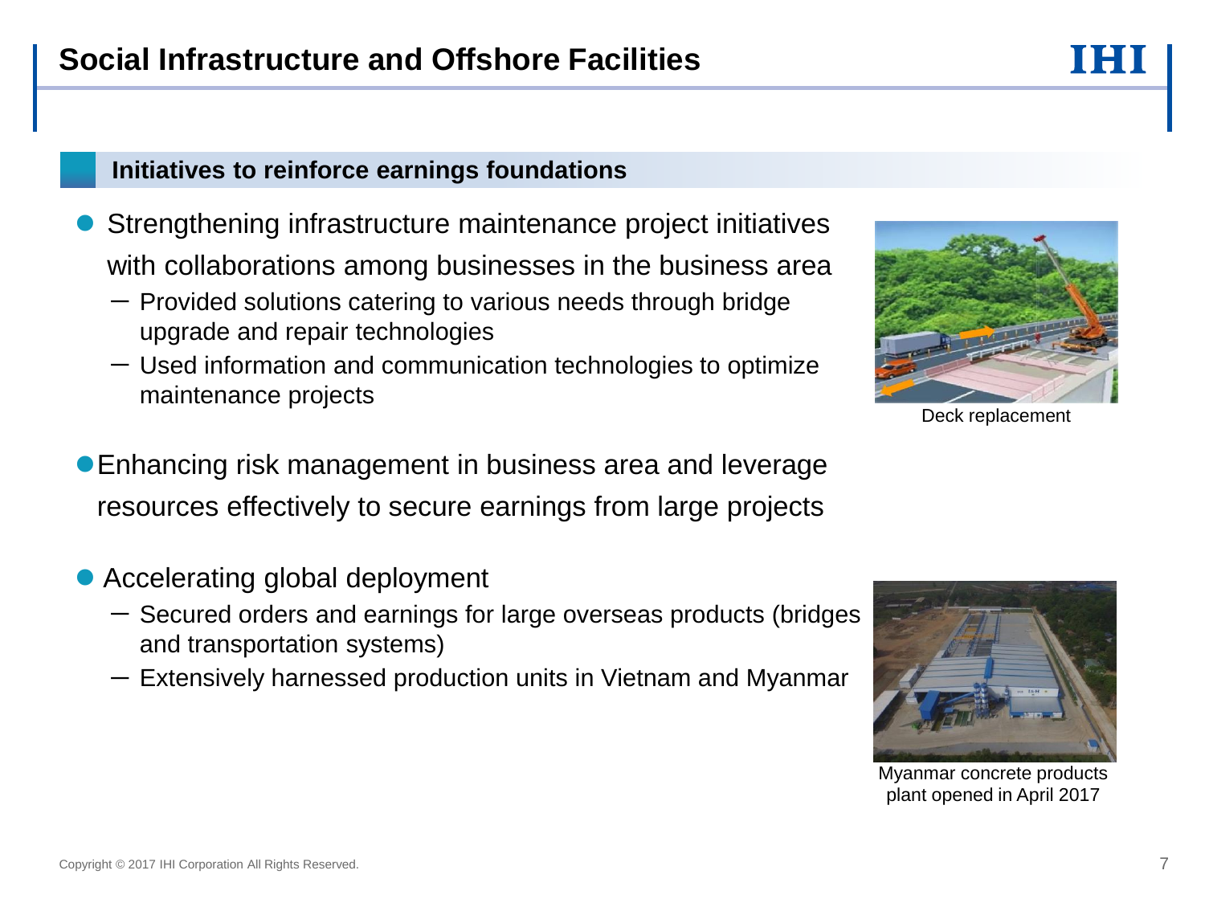# Social Infrastructure and Offshore Facilities

## Initiatives to reinforce earnings foundations

- Strengthening infrastructure maintenance project initiatives with collaborations among businesses in the business area
  - Provided solutions catering to various needs through bridge upgrade and repair technologies
  - Used information and communication technologies to optimize maintenance projects

Deck replacement

- Enhancing risk management in business area and leverage resources effectively to secure earnings from large projects

- Accelerating global deployment
  - Secured orders and earnings for large overseas products (bridges and transportation systems)
  - Extensively harnessed production units in Vietnam and Myanmar

Myanmar concrete products plant opened in April 2017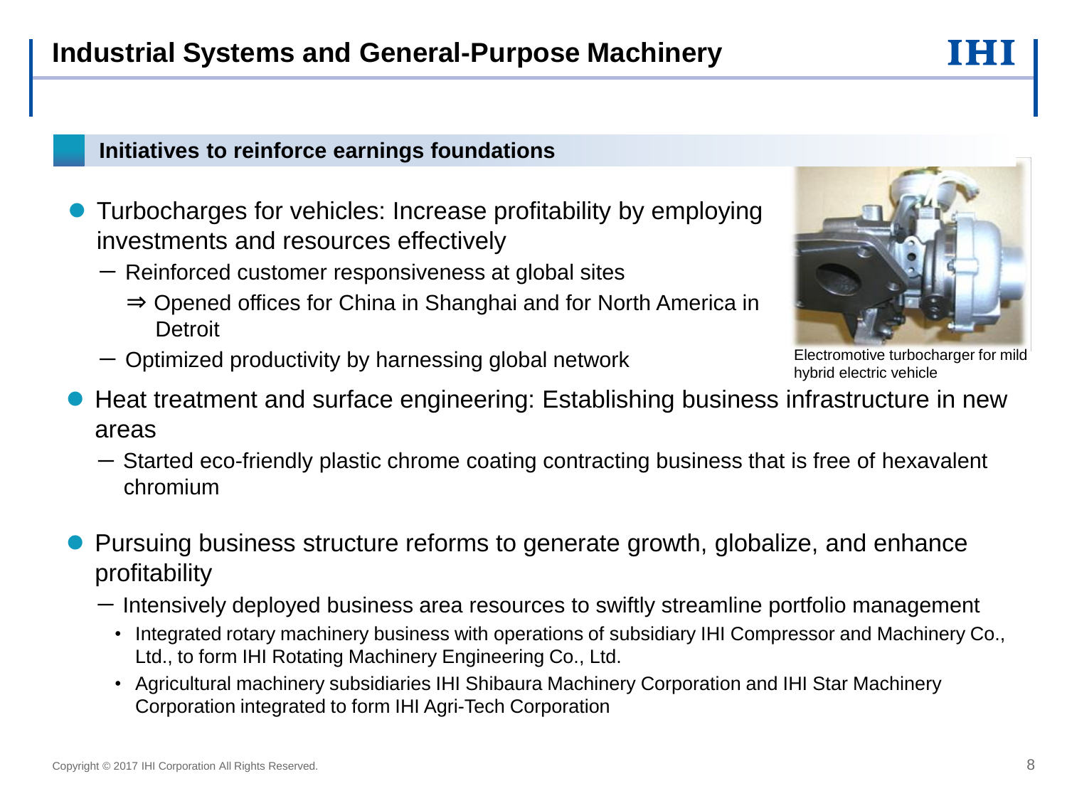# Industrial Systems and General-Purpose Machinery

## Initiatives to reinforce earnings foundations

- Turbocharges for vehicles: Increase profitability by employing investments and resources effectively
  - Reinforced customer responsiveness at global sites
    - ⇒ Opened offices for China in Shanghai and for North America in Detroit
  - Optimized productivity by harnessing global network

Electromotive turbocharger for mild hybrid electric vehicle

- Heat treatment and surface engineering: Establishing business infrastructure in new areas
  - Started eco-friendly plastic chrome coating contracting business that is free of hexavalent chromium

- Pursuing business structure reforms to generate growth, globalize, and enhance profitability
  - Intensively deployed business area resources to swiftly streamline portfolio management
    - Integrated rotary machinery business with operations of subsidiary IHI Compressor and Machinery Co., Ltd., to form IHI Rotating Machinery Engineering Co., Ltd.
    - Agricultural machinery subsidiaries IHI Shibaura Machinery Corporation and IHI Star Machinery Corporation integrated to form IHI Agri-Tech Corporation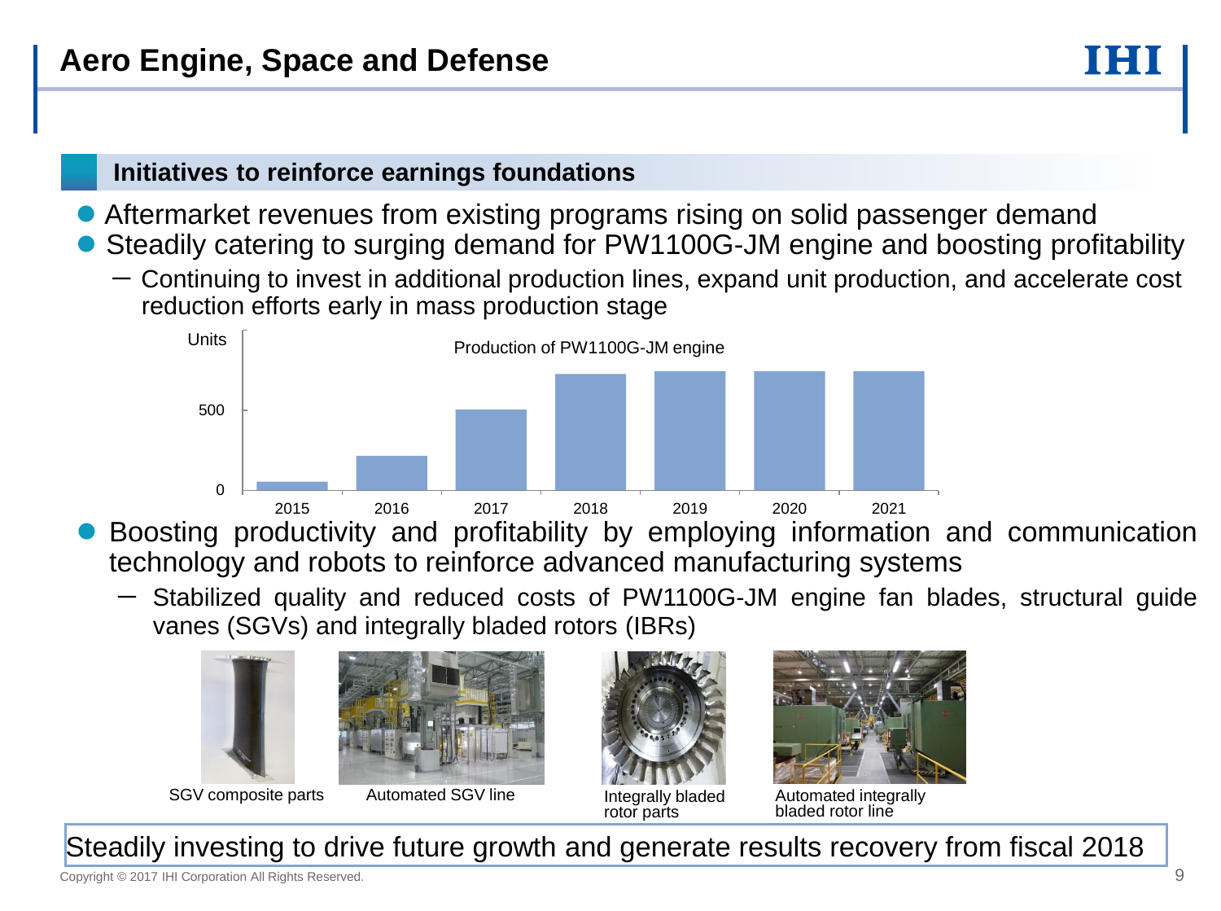# Aero Engine, Space and Defense

## Initiatives to reinforce earnings foundations

- Aftermarket revenues from existing programs rising on solid passenger demand
- Steadily catering to surging demand for PW1100G-JM engine and boosting profitability
  - Continuing to invest in additional production lines, expand unit production, and accelerate cost reduction efforts early in mass production stage

Production of PW1100G-JM engine

Units

500

0

2015 2016 2017 2018 2019 2020 2021

- Boosting productivity and profitability by employing information and communication technology and robots to reinforce advanced manufacturing systems
  - Stabilized quality and reduced costs of PW1100G-JM engine fan blades, structural guide vanes (SGVs) and integrally bladed rotors (IBRs)

SGV composite parts

Automated SGV line

Integrally bladed rotor parts

Automated integrally bladed rotor line

**Steadily investing to drive future growth and generate results recovery from fiscal 2018**

Copyright © 2017 IHI Corporation All Rights Reserved.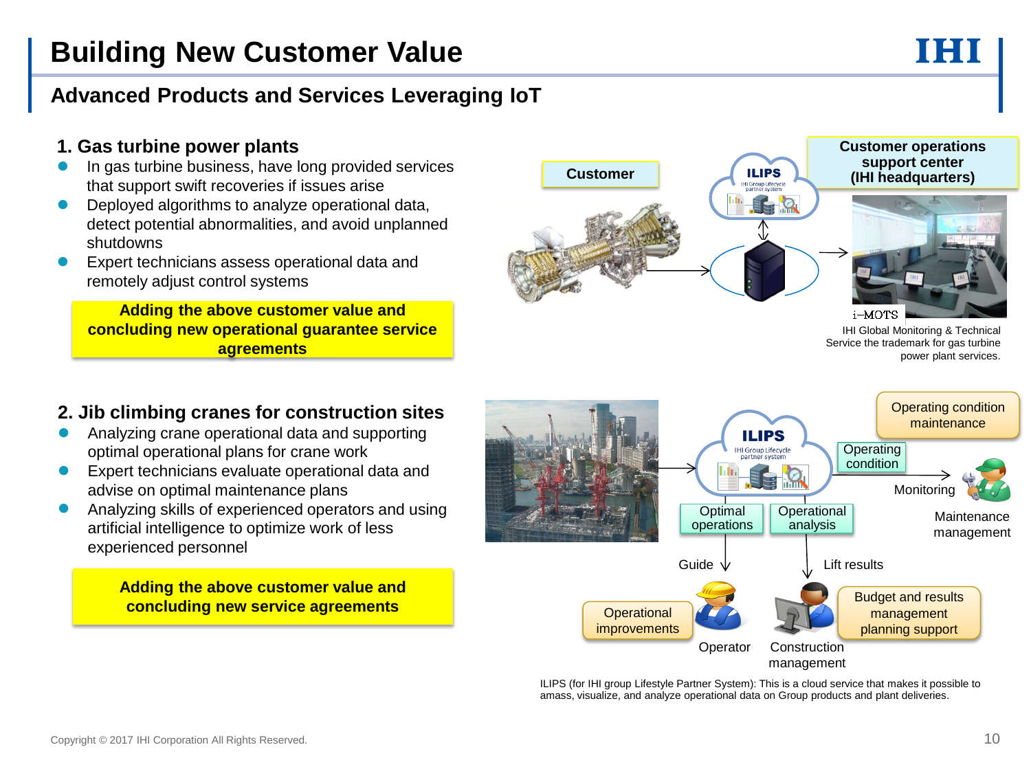# Building New Customer Value

## Advanced Products and Services Leveraging IoT

### 1. Gas turbine power plants

- In gas turbine business, have long provided services that support swift recoveries if issues arise
- Deployed algorithms to analyze operational data, detect potential abnormalities, and avoid unplanned shutdowns
- Expert technicians assess operational data and remotely adjust control systems

**Adding the above customer value and concluding new operational guarantee service agreements**

Customer

ILIPS
IHI Group Lifecycle partner system

**Customer operations support center (IHI headquarters)**

i-MOTS

IHI Global Monitoring & Technical Service the trademark for gas turbine power plant services.

### 2. Jib climbing cranes for construction sites

- Analyzing crane operational data and supporting optimal operational plans for crane work
- Expert technicians evaluate operational data and advise on optimal maintenance plans
- Analyzing skills of experienced operators and using artificial intelligence to optimize work of less experienced personnel

**Adding the above customer value and concluding new service agreements**

ILIPS
IHI Group Lifecycle partner system

Operating condition maintenance

Operating condition

Monitoring

Maintenance management

Optimal operations

Operational analysis

Guide

Lift results

Operational improvements

Operator

Construction management

Budget and results management planning support

ILIPS (for IHI group Lifestyle Partner System): This is a cloud service that makes it possible to amass, visualize, and analyze operational data on Group products and plant deliveries.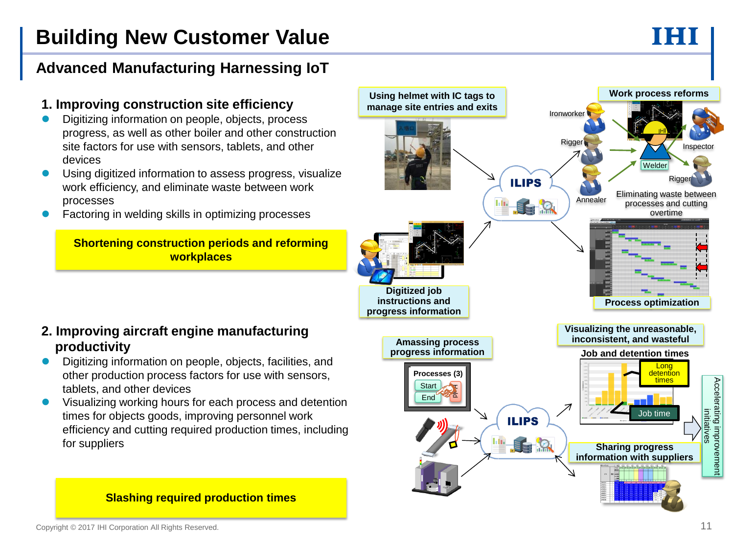# Building New Customer Value

## Advanced Manufacturing Harnessing IoT

### 1. Improving construction site efficiency

- Digitizing information on people, objects, process progress, as well as other boiler and other construction site factors for use with sensors, tablets, and other devices
- Using digitized information to assess progress, visualize work efficiency, and eliminate waste between work processes
- Factoring in welding skills in optimizing processes

**Shortening construction periods and reforming workplaces**

Using helmet with IC tags to manage site entries and exits

Work process reforms

Ironworker

Rigger

Annealer

Welder

Inspector

Rigger

ILIPS

Eliminating waste between processes and cutting overtime

Digitized job instructions and progress information

Process optimization

### 2. Improving aircraft engine manufacturing productivity

- Digitizing information on people, objects, facilities, and other production process factors for use with sensors, tablets, and other devices
- Visualizing working hours for each process and detention times for objects goods, improving personnel work efficiency and cutting required production times, including for suppliers

**Slashing required production times**

Amassing process progress information

Processes (3)

Start

End

Hold

ILIPS

Visualizing the unreasonable, inconsistent, and wasteful

Job and detention times

Long detention times

Job time

Sharing progress information with suppliers

Accelerating improvement initiatives

Copyright © 2017 IHI Corporation All Rights Reserved.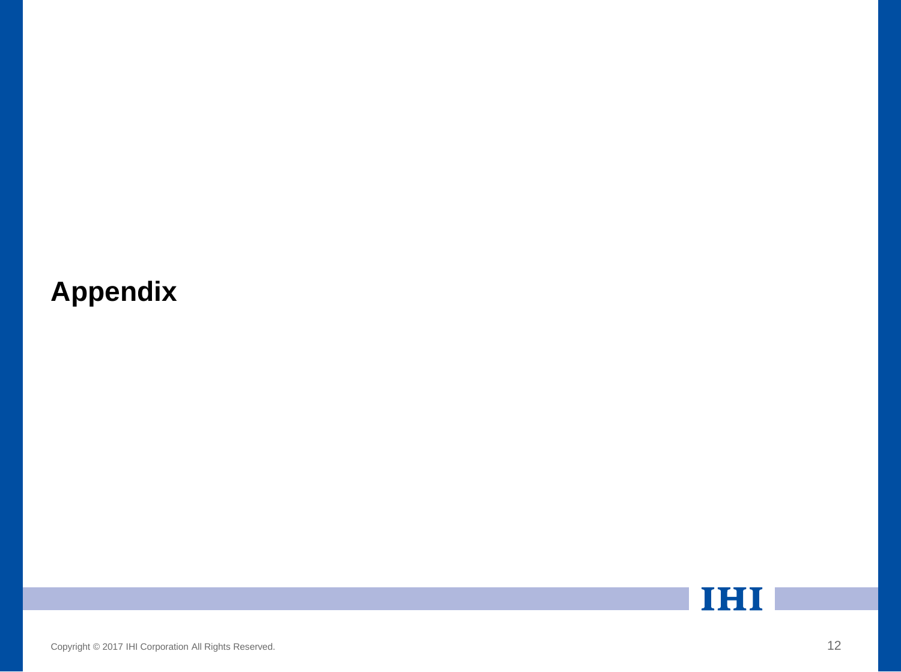# Appendix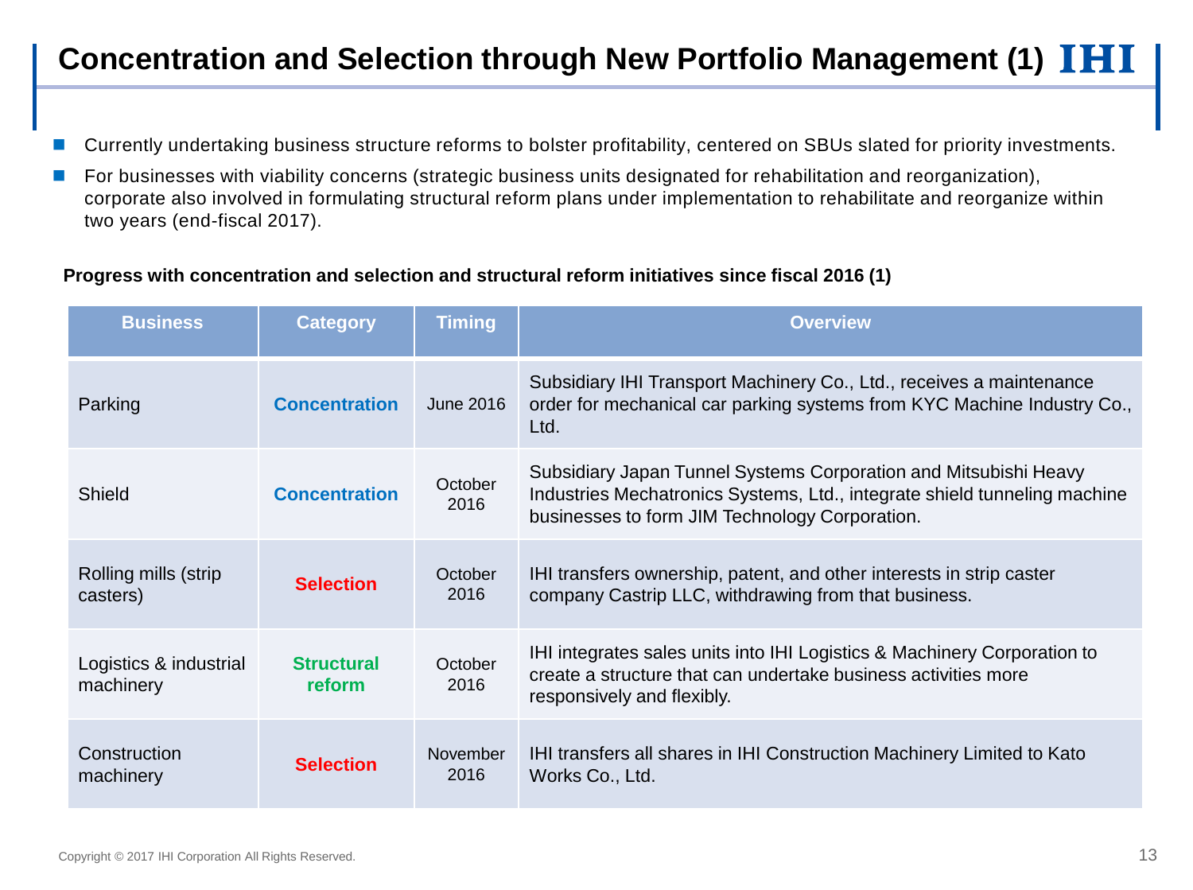# Concentration and Selection through New Portfolio Management (1)

- Currently undertaking business structure reforms to bolster profitability, centered on SBUs slated for priority investments.
- For businesses with viability concerns (strategic business units designated for rehabilitation and reorganization), corporate also involved in formulating structural reform plans under implementation to rehabilitate and reorganize within two years (end-fiscal 2017).

**Progress with concentration and selection and structural reform initiatives since fiscal 2016 (1)**

| Business | Category | Timing | Overview |
|---|---|---|---|
| Parking | Concentration | June 2016 | Subsidiary IHI Transport Machinery Co., Ltd., receives a maintenance order for mechanical car parking systems from KYC Machine Industry Co., Ltd. |
| Shield | Concentration | October 2016 | Subsidiary Japan Tunnel Systems Corporation and Mitsubishi Heavy Industries Mechatronics Systems, Ltd., integrate shield tunneling machine businesses to form JIM Technology Corporation. |
| Rolling mills (strip casters) | Selection | October 2016 | IHI transfers ownership, patent, and other interests in strip caster company Castrip LLC, withdrawing from that business. |
| Logistics & industrial machinery | Structural reform | October 2016 | IHI integrates sales units into IHI Logistics & Machinery Corporation to create a structure that can undertake business activities more responsively and flexibly. |
| Construction machinery | Selection | November 2016 | IHI transfers all shares in IHI Construction Machinery Limited to Kato Works Co., Ltd. |

Copyright © 2017 IHI Corporation All Rights Reserved.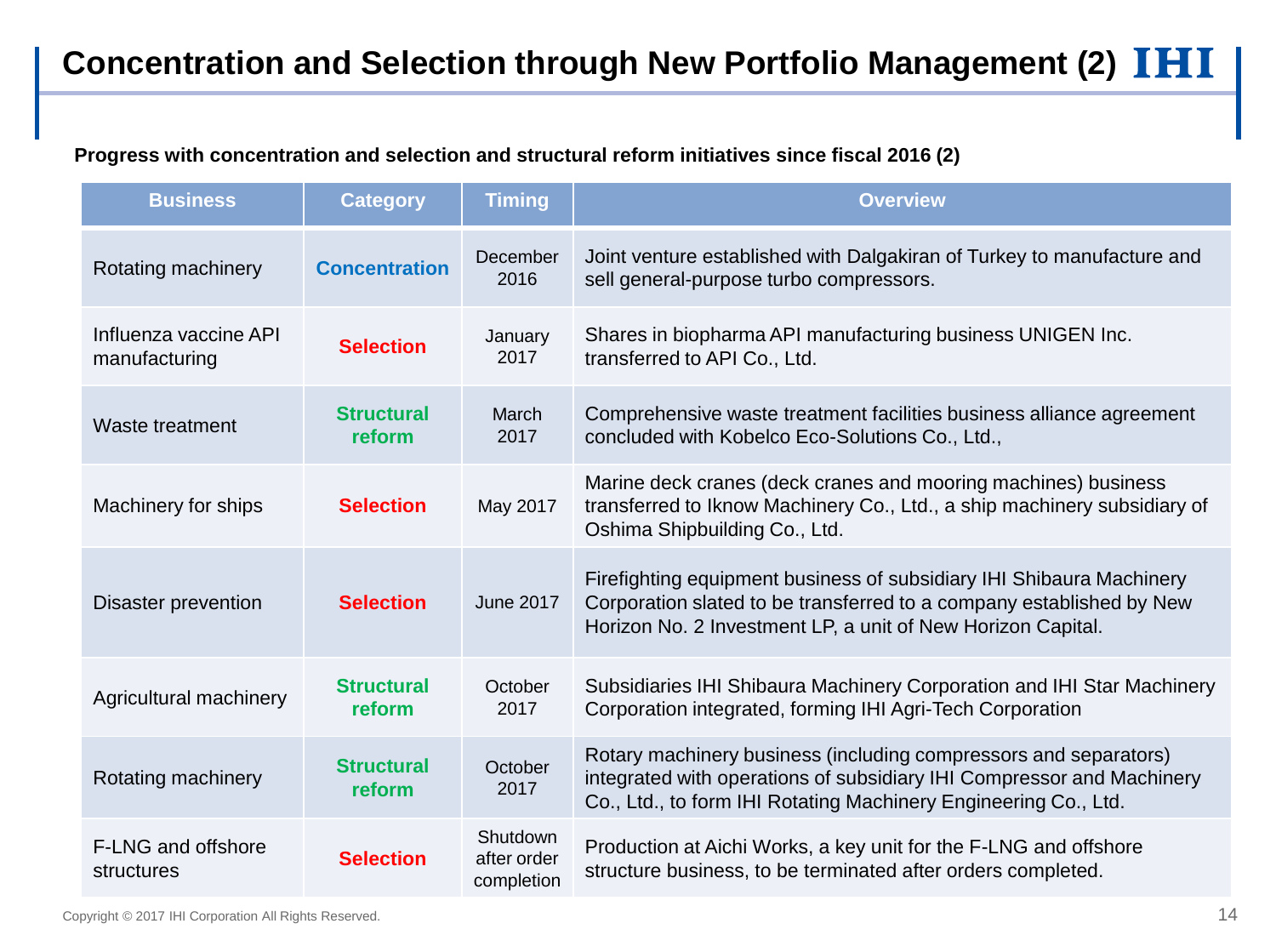# Concentration and Selection through New Portfolio Management (2)

**Progress with concentration and selection and structural reform initiatives since fiscal 2016 (2)**

| Business | Category | Timing | Overview |
|---|---|---|---|
| Rotating machinery | Concentration | December 2016 | Joint venture established with Dalgakiran of Turkey to manufacture and sell general-purpose turbo compressors. |
| Influenza vaccine API manufacturing | Selection | January 2017 | Shares in biopharma API manufacturing business UNIGEN Inc. transferred to API Co., Ltd. |
| Waste treatment | Structural reform | March 2017 | Comprehensive waste treatment facilities business alliance agreement concluded with Kobelco Eco-Solutions Co., Ltd., |
| Machinery for ships | Selection | May 2017 | Marine deck cranes (deck cranes and mooring machines) business transferred to Iknow Machinery Co., Ltd., a ship machinery subsidiary of Oshima Shipbuilding Co., Ltd. |
| Disaster prevention | Selection | June 2017 | Firefighting equipment business of subsidiary IHI Shibaura Machinery Corporation slated to be transferred to a company established by New Horizon No. 2 Investment LP, a unit of New Horizon Capital. |
| Agricultural machinery | Structural reform | October 2017 | Subsidiaries IHI Shibaura Machinery Corporation and IHI Star Machinery Corporation integrated, forming IHI Agri-Tech Corporation |
| Rotating machinery | Structural reform | October 2017 | Rotary machinery business (including compressors and separators) integrated with operations of subsidiary IHI Compressor and Machinery Co., Ltd., to form IHI Rotating Machinery Engineering Co., Ltd. |
| F-LNG and offshore structures | Selection | Shutdown after order completion | Production at Aichi Works, a key unit for the F-LNG and offshore structure business, to be terminated after orders completed. |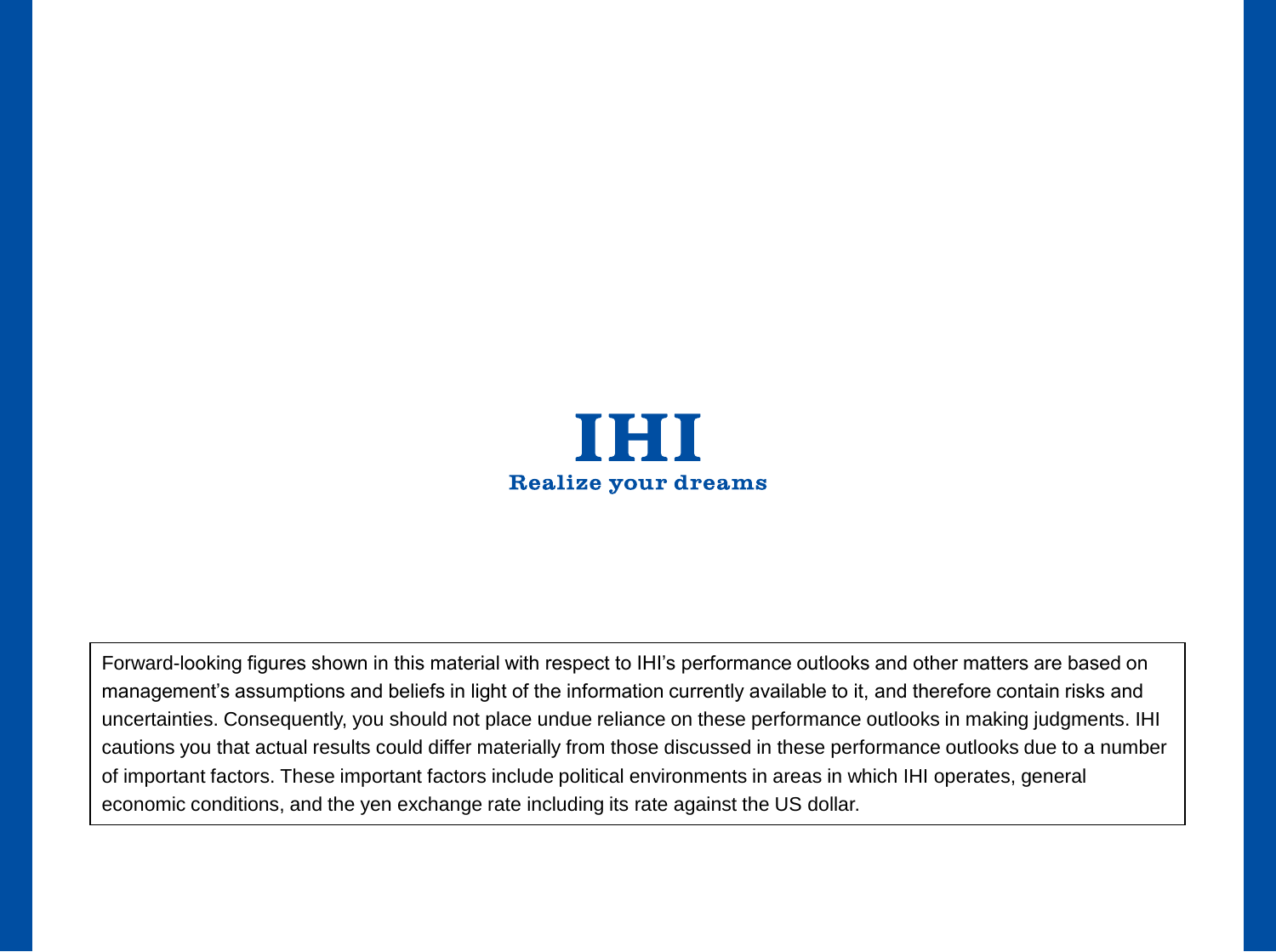IHI

Realize your dreams

Forward-looking figures shown in this material with respect to IHI's performance outlooks and other matters are based on management's assumptions and beliefs in light of the information currently available to it, and therefore contain risks and uncertainties. Consequently, you should not place undue reliance on these performance outlooks in making judgments. IHI cautions you that actual results could differ materially from those discussed in these performance outlooks due to a number of important factors. These important factors include political environments in areas in which IHI operates, general economic conditions, and the yen exchange rate including its rate against the US dollar.